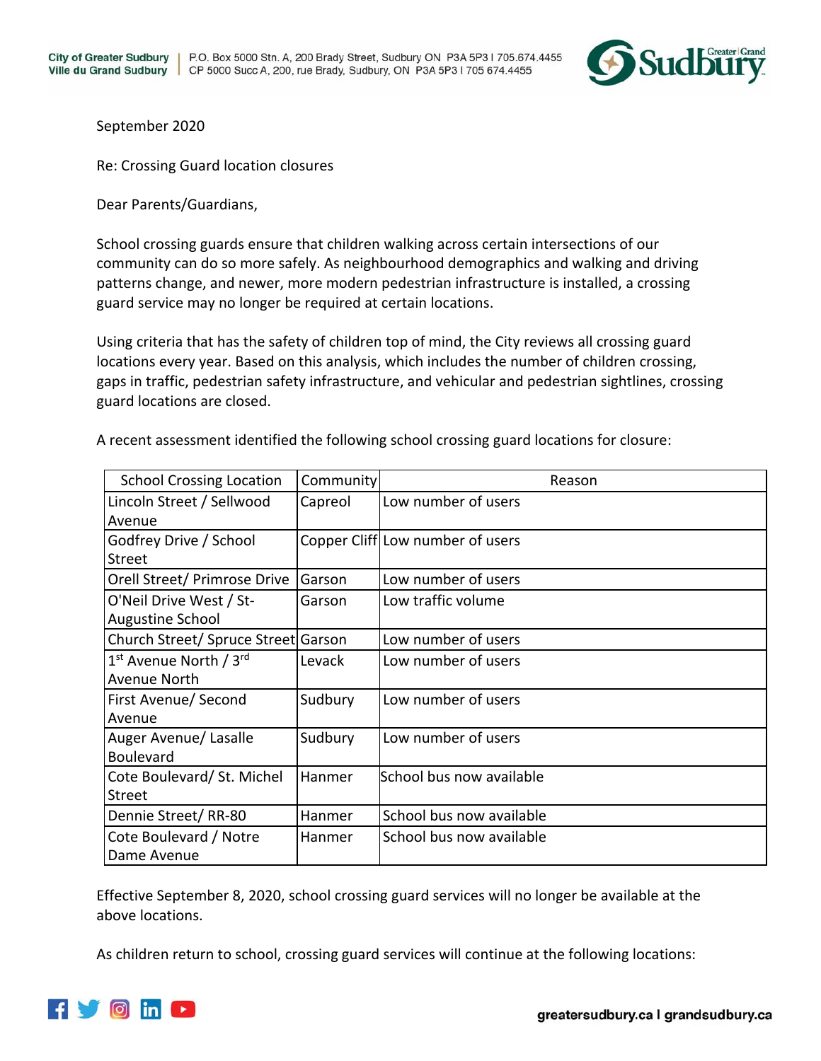September 2020

Re: Crossing Guard location closures

Dear Parents/Guardians,

School crossing guards ensure that children walking across certain intersections of our community can do so more safely. As neighbourhood demographics and walking and driving patterns change, and newer, more modern pedestrian infrastructure is installed, a crossing guard service may no longer be required at certain locations.

Using criteria that has the safety of children top of mind, the City reviews all crossing guard locations every year. Based on this analysis, which includes the number of children crossing, gaps in traffic, pedestrian safety infrastructure, and vehicular and pedestrian sightlines, crossing guard locations are closed.

A recent assessment identified the following school crossing guard locations for closure:

| School Crossing Location | Community | Reason |
|---|---|---|
| Lincoln Street / Sellwood Avenue | Capreol | Low number of users |
| Godfrey Drive / School Street | Copper Cliff | Low number of users |
| Orell Street/ Primrose Drive | Garson | Low number of users |
| O'Neil Drive West / St-Augustine School | Garson | Low traffic volume |
| Church Street/ Spruce Street | Garson | Low number of users |
| 1st Avenue North / 3rd Avenue North | Levack | Low number of users |
| First Avenue/ Second Avenue | Sudbury | Low number of users |
| Auger Avenue/ Lasalle Boulevard | Sudbury | Low number of users |
| Cote Boulevard/ St. Michel Street | Hanmer | School bus now available |
| Dennie Street/ RR-80 | Hanmer | School bus now available |
| Cote Boulevard / Notre Dame Avenue | Hanmer | School bus now available |

Effective September 8, 2020, school crossing guard services will no longer be available at the above locations.

As children return to school, crossing guard services will continue at the following locations: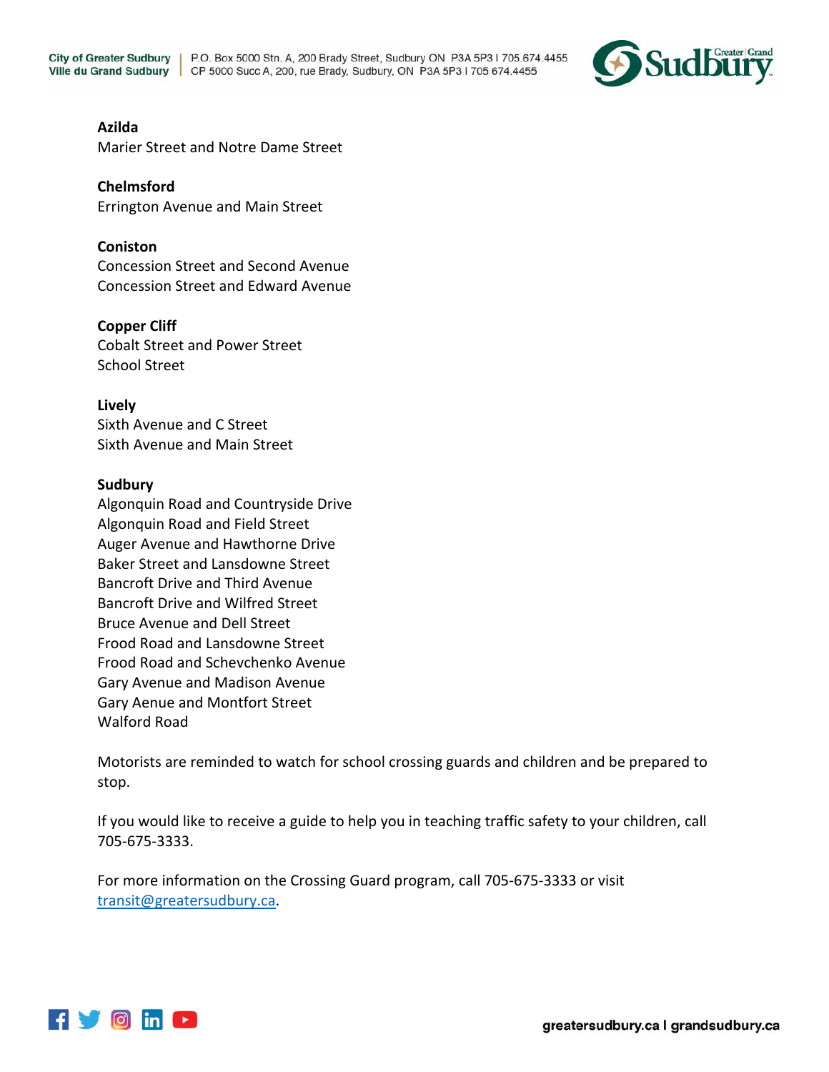**Azilda**
Marier Street and Notre Dame Street

**Chelmsford**
Errington Avenue and Main Street

**Coniston**
Concession Street and Second Avenue
Concession Street and Edward Avenue

**Copper Cliff**
Cobalt Street and Power Street
School Street

**Lively**
Sixth Avenue and C Street
Sixth Avenue and Main Street

**Sudbury**
Algonquin Road and Countryside Drive
Algonquin Road and Field Street
Auger Avenue and Hawthorne Drive
Baker Street and Lansdowne Street
Bancroft Drive and Third Avenue
Bancroft Drive and Wilfred Street
Bruce Avenue and Dell Street
Frood Road and Lansdowne Street
Frood Road and Schevchenko Avenue
Gary Avenue and Madison Avenue
Gary Aenue and Montfort Street
Walford Road

Motorists are reminded to watch for school crossing guards and children and be prepared to stop.

If you would like to receive a guide to help you in teaching traffic safety to your children, call 705-675-3333.

For more information on the Crossing Guard program, call 705-675-3333 or visit [transit@greatersudbury.ca](mailto:transit@greatersudbury.ca).